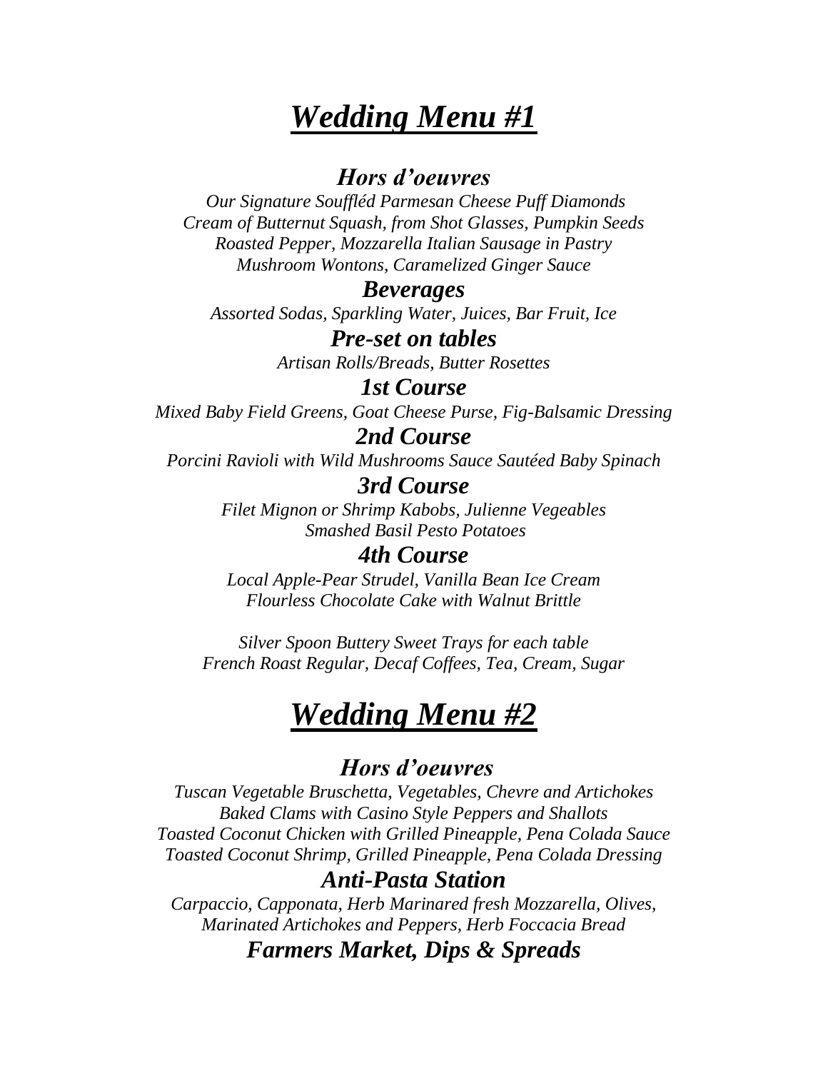# ***Wedding Menu #1***

### *Hors d'oeuvres*

*Our Signature Souffléd Parmesan Cheese Puff Diamonds*
*Cream of Butternut Squash, from Shot Glasses, Pumpkin Seeds*
*Roasted Pepper, Mozzarella Italian Sausage in Pastry*
*Mushroom Wontons, Caramelized Ginger Sauce*

### *Beverages*

*Assorted Sodas, Sparkling Water, Juices, Bar Fruit, Ice*

### *Pre-set on tables*

*Artisan Rolls/Breads, Butter Rosettes*

### *1st Course*

*Mixed Baby Field Greens, Goat Cheese Purse, Fig-Balsamic Dressing*

### *2nd Course*

*Porcini Ravioli with Wild Mushrooms Sauce Sautéed Baby Spinach*

### *3rd Course*

*Filet Mignon or Shrimp Kabobs, Julienne Vegeables*
*Smashed Basil Pesto Potatoes*

### *4th Course*

*Local Apple-Pear Strudel, Vanilla Bean Ice Cream*
*Flourless Chocolate Cake with Walnut Brittle*

*Silver Spoon Buttery Sweet Trays for each table*
*French Roast Regular, Decaf Coffees, Tea, Cream, Sugar*

# ***Wedding Menu #2***

### *Hors d'oeuvres*

*Tuscan Vegetable Bruschetta, Vegetables, Chevre and Artichokes*
*Baked Clams with Casino Style Peppers and Shallots*
*Toasted Coconut Chicken with Grilled Pineapple, Pena Colada Sauce*
*Toasted Coconut Shrimp, Grilled Pineapple, Pena Colada Dressing*

### *Anti-Pasta Station*

*Carpaccio, Capponata, Herb Marinared fresh Mozzarella, Olives,*
*Marinated Artichokes and Peppers, Herb Foccacia Bread*

### *Farmers Market, Dips & Spreads*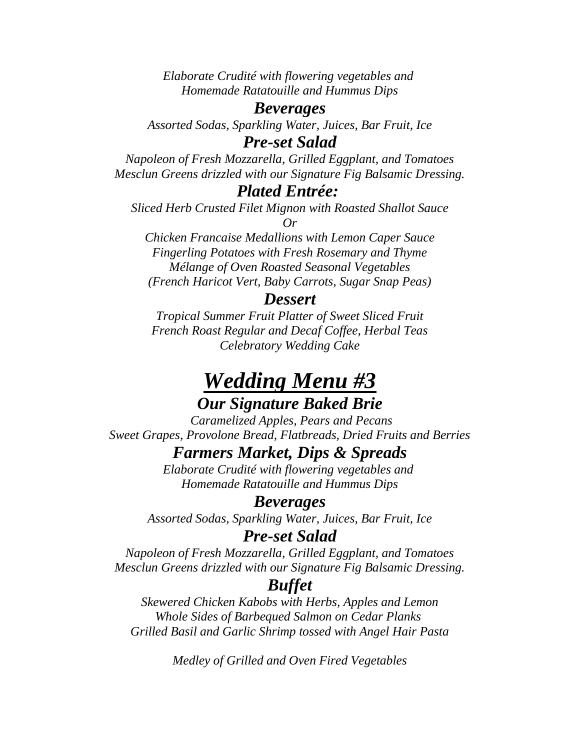*Elaborate Crudité with flowering vegetables and*
*Homemade Ratatouille and Hummus Dips*

### *Beverages*

*Assorted Sodas, Sparkling Water, Juices, Bar Fruit, Ice*

### *Pre-set Salad*

*Napoleon of Fresh Mozzarella, Grilled Eggplant, and Tomatoes*
*Mesclun Greens drizzled with our Signature Fig Balsamic Dressing.*

### *Plated Entrée:*

*Sliced Herb Crusted Filet Mignon with Roasted Shallot Sauce*
*Or*
*Chicken Francaise Medallions with Lemon Caper Sauce*
*Fingerling Potatoes with Fresh Rosemary and Thyme*
*Mélange of Oven Roasted Seasonal Vegetables*
*(French Haricot Vert, Baby Carrots, Sugar Snap Peas)*

### *Dessert*

*Tropical Summer Fruit Platter of Sweet Sliced Fruit*
*French Roast Regular and Decaf Coffee, Herbal Teas*
*Celebratory Wedding Cake*

# *Wedding Menu #3*

## *Our Signature Baked Brie*

*Caramelized Apples, Pears and Pecans*
*Sweet Grapes, Provolone Bread, Flatbreads, Dried Fruits and Berries*

## *Farmers Market, Dips & Spreads*

*Elaborate Crudité with flowering vegetables and*
*Homemade Ratatouille and Hummus Dips*

### *Beverages*

*Assorted Sodas, Sparkling Water, Juices, Bar Fruit, Ice*

### *Pre-set Salad*

*Napoleon of Fresh Mozzarella, Grilled Eggplant, and Tomatoes*
*Mesclun Greens drizzled with our Signature Fig Balsamic Dressing.*

### *Buffet*

*Skewered Chicken Kabobs with Herbs, Apples and Lemon*
*Whole Sides of Barbequed Salmon on Cedar Planks*
*Grilled Basil and Garlic Shrimp tossed with Angel Hair Pasta*

*Medley of Grilled and Oven Fired Vegetables*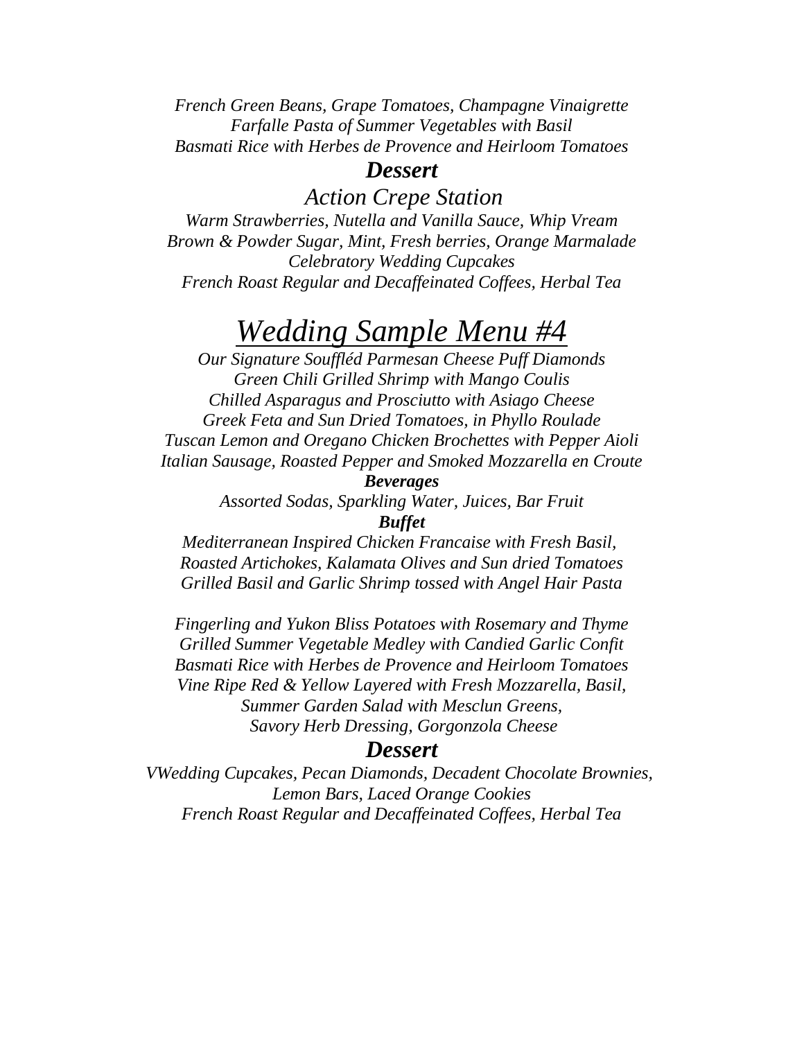*French Green Beans, Grape Tomatoes, Champagne Vinaigrette*
*Farfalle Pasta of Summer Vegetables with Basil*
*Basmati Rice with Herbes de Provence and Heirloom Tomatoes*

### ***Dessert***

*Action Crepe Station*

*Warm Strawberries, Nutella and Vanilla Sauce, Whip Vream*
*Brown & Powder Sugar, Mint, Fresh berries, Orange Marmalade*
*Celebratory Wedding Cupcakes*
*French Roast Regular and Decaffeinated Coffees, Herbal Tea*

# *Wedding Sample Menu #4*

*Our Signature Souffléd Parmesan Cheese Puff Diamonds*
*Green Chili Grilled Shrimp with Mango Coulis*
*Chilled Asparagus and Prosciutto with Asiago Cheese*
*Greek Feta and Sun Dried Tomatoes, in Phyllo Roulade*
*Tuscan Lemon and Oregano Chicken Brochettes with Pepper Aioli*
*Italian Sausage, Roasted Pepper and Smoked Mozzarella en Croute*

***Beverages***

*Assorted Sodas, Sparkling Water, Juices, Bar Fruit*

***Buffet***

*Mediterranean Inspired Chicken Francaise with Fresh Basil,*
*Roasted Artichokes, Kalamata Olives and Sun dried Tomatoes*
*Grilled Basil and Garlic Shrimp tossed with Angel Hair Pasta*

*Fingerling and Yukon Bliss Potatoes with Rosemary and Thyme*
*Grilled Summer Vegetable Medley with Candied Garlic Confit*
*Basmati Rice with Herbes de Provence and Heirloom Tomatoes*
*Vine Ripe Red & Yellow Layered with Fresh Mozzarella, Basil,*
*Summer Garden Salad with Mesclun Greens,*
*Savory Herb Dressing, Gorgonzola Cheese*

### ***Dessert***

*VWedding Cupcakes, Pecan Diamonds, Decadent Chocolate Brownies,*
*Lemon Bars, Laced Orange Cookies*
*French Roast Regular and Decaffeinated Coffees, Herbal Tea*